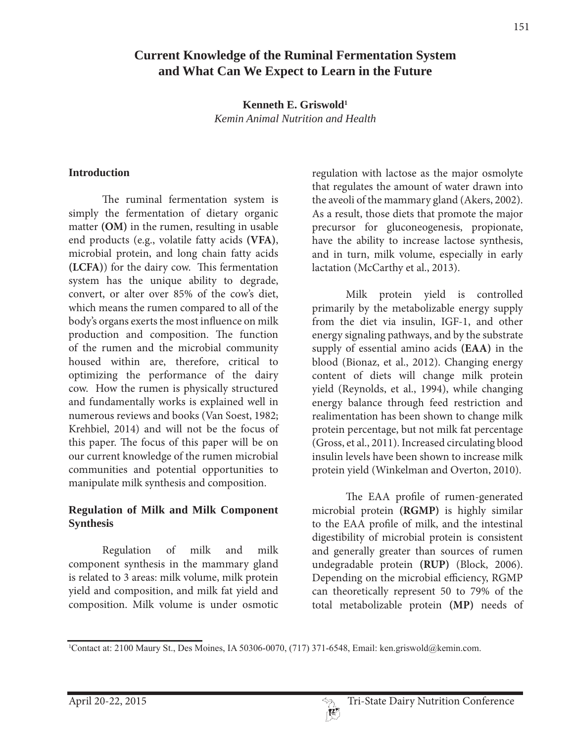# Current Knowledge of the Ruminal Fermentation System and What Can We Expect to Learn in the Future

**Kenneth E. Griswold[1]**
*Kemin Animal Nutrition and Health*

## Introduction

The ruminal fermentation system is simply the fermentation of dietary organic matter **(OM)** in the rumen, resulting in usable end products (e.g., volatile fatty acids **(VFA)**, microbial protein, and long chain fatty acids **(LCFA)**) for the dairy cow. This fermentation system has the unique ability to degrade, convert, or alter over 85% of the cow's diet, which means the rumen compared to all of the body's organs exerts the most influence on milk production and composition. The function of the rumen and the microbial community housed within are, therefore, critical to optimizing the performance of the dairy cow. How the rumen is physically structured and fundamentally works is explained well in numerous reviews and books (Van Soest, 1982; Krehbiel, 2014) and will not be the focus of this paper. The focus of this paper will be on our current knowledge of the rumen microbial communities and potential opportunities to manipulate milk synthesis and composition.

## Regulation of Milk and Milk Component Synthesis

Regulation of milk and milk component synthesis in the mammary gland is related to 3 areas: milk volume, milk protein yield and composition, and milk fat yield and composition. Milk volume is under osmotic regulation with lactose as the major osmolyte that regulates the amount of water drawn into the aveoli of the mammary gland (Akers, 2002). As a result, those diets that promote the major precursor for gluconeogenesis, propionate, have the ability to increase lactose synthesis, and in turn, milk volume, especially in early lactation (McCarthy et al., 2013).

Milk protein yield is controlled primarily by the metabolizable energy supply from the diet via insulin, IGF-1, and other energy signaling pathways, and by the substrate supply of essential amino acids **(EAA)** in the blood (Bionaz, et al., 2012). Changing energy content of diets will change milk protein yield (Reynolds, et al., 1994), while changing energy balance through feed restriction and realimentation has been shown to change milk protein percentage, but not milk fat percentage (Gross, et al., 2011). Increased circulating blood insulin levels have been shown to increase milk protein yield (Winkelman and Overton, 2010).

The EAA profile of rumen-generated microbial protein **(RGMP)** is highly similar to the EAA profile of milk, and the intestinal digestibility of microbial protein is consistent and generally greater than sources of rumen undegradable protein **(RUP)** (Block, 2006). Depending on the microbial efficiency, RGMP can theoretically represent 50 to 79% of the total metabolizable protein **(MP)** needs of

[1]Contact at: 2100 Maury St., Des Moines, IA 50306-0070, (717) 371-6548, Email: ken.griswold@kemin.com.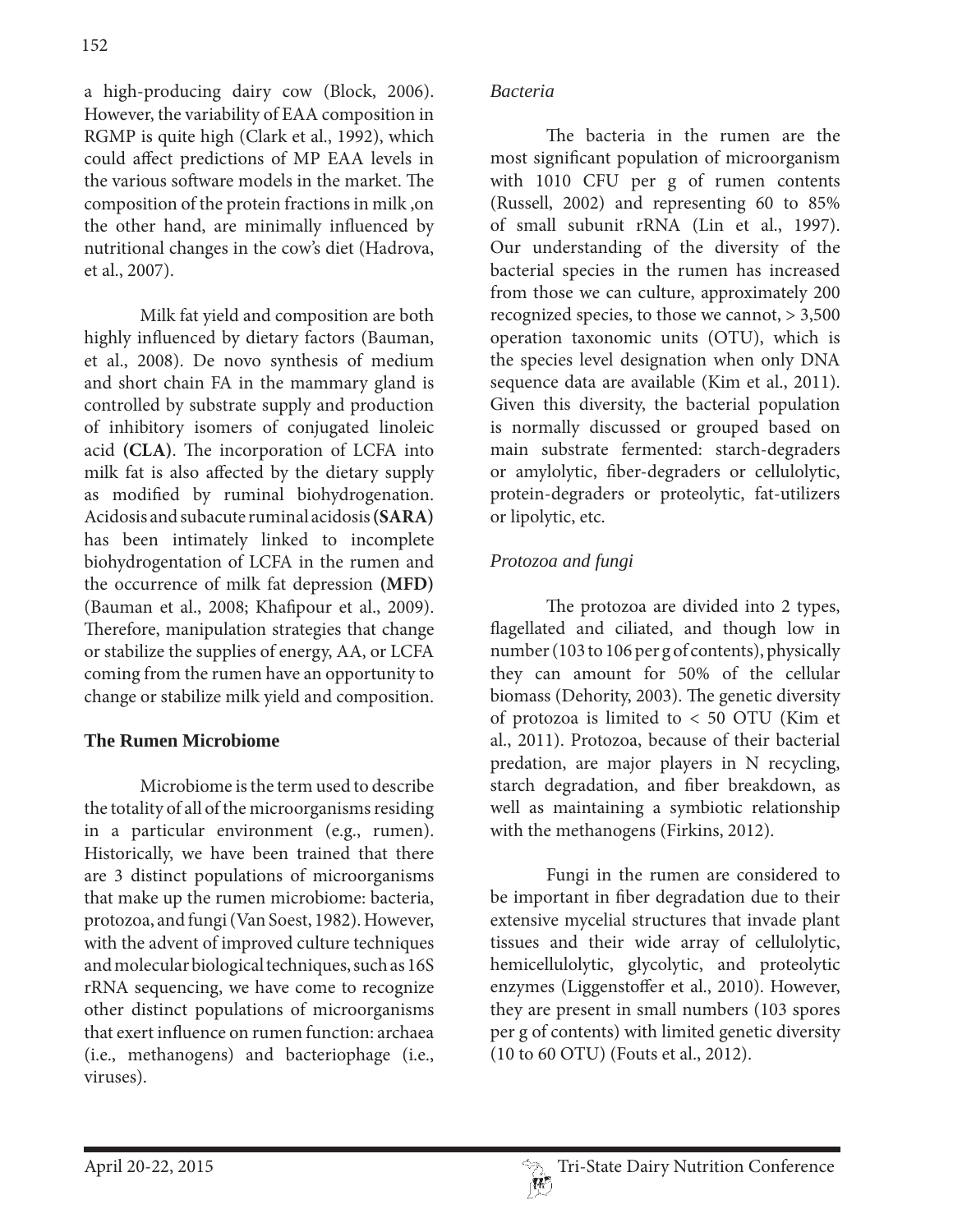a high-producing dairy cow (Block, 2006). However, the variability of EAA composition in RGMP is quite high (Clark et al., 1992), which could affect predictions of MP EAA levels in the various software models in the market. The composition of the protein fractions in milk ,on the other hand, are minimally influenced by nutritional changes in the cow's diet (Hadrova, et al., 2007).

Milk fat yield and composition are both highly influenced by dietary factors (Bauman, et al., 2008). De novo synthesis of medium and short chain FA in the mammary gland is controlled by substrate supply and production of inhibitory isomers of conjugated linoleic acid **(CLA)**. The incorporation of LCFA into milk fat is also affected by the dietary supply as modified by ruminal biohydrogenation. Acidosis and subacute ruminal acidosis **(SARA)** has been intimately linked to incomplete biohydrogentation of LCFA in the rumen and the occurrence of milk fat depression **(MFD)** (Bauman et al., 2008; Khafipour et al., 2009). Therefore, manipulation strategies that change or stabilize the supplies of energy, AA, or LCFA coming from the rumen have an opportunity to change or stabilize milk yield and composition.

## The Rumen Microbiome

Microbiome is the term used to describe the totality of all of the microorganisms residing in a particular environment (e.g., rumen). Historically, we have been trained that there are 3 distinct populations of microorganisms that make up the rumen microbiome: bacteria, protozoa, and fungi (Van Soest, 1982). However, with the advent of improved culture techniques and molecular biological techniques, such as 16S rRNA sequencing, we have come to recognize other distinct populations of microorganisms that exert influence on rumen function: archaea (i.e., methanogens) and bacteriophage (i.e., viruses).

### *Bacteria*

The bacteria in the rumen are the most significant population of microorganism with 1010 CFU per g of rumen contents (Russell, 2002) and representing 60 to 85% of small subunit rRNA (Lin et al., 1997). Our understanding of the diversity of the bacterial species in the rumen has increased from those we can culture, approximately 200 recognized species, to those we cannot, > 3,500 operation taxonomic units (OTU), which is the species level designation when only DNA sequence data are available (Kim et al., 2011). Given this diversity, the bacterial population is normally discussed or grouped based on main substrate fermented: starch-degraders or amylolytic, fiber-degraders or cellulolytic, protein-degraders or proteolytic, fat-utilizers or lipolytic, etc.

### *Protozoa and fungi*

The protozoa are divided into 2 types, flagellated and ciliated, and though low in number (103 to 106 per g of contents), physically they can amount for 50% of the cellular biomass (Dehority, 2003). The genetic diversity of protozoa is limited to < 50 OTU (Kim et al., 2011). Protozoa, because of their bacterial predation, are major players in N recycling, starch degradation, and fiber breakdown, as well as maintaining a symbiotic relationship with the methanogens (Firkins, 2012).

Fungi in the rumen are considered to be important in fiber degradation due to their extensive mycelial structures that invade plant tissues and their wide array of cellulolytic, hemicellulolytic, glycolytic, and proteolytic enzymes (Liggenstoffer et al., 2010). However, they are present in small numbers (103 spores per g of contents) with limited genetic diversity (10 to 60 OTU) (Fouts et al., 2012).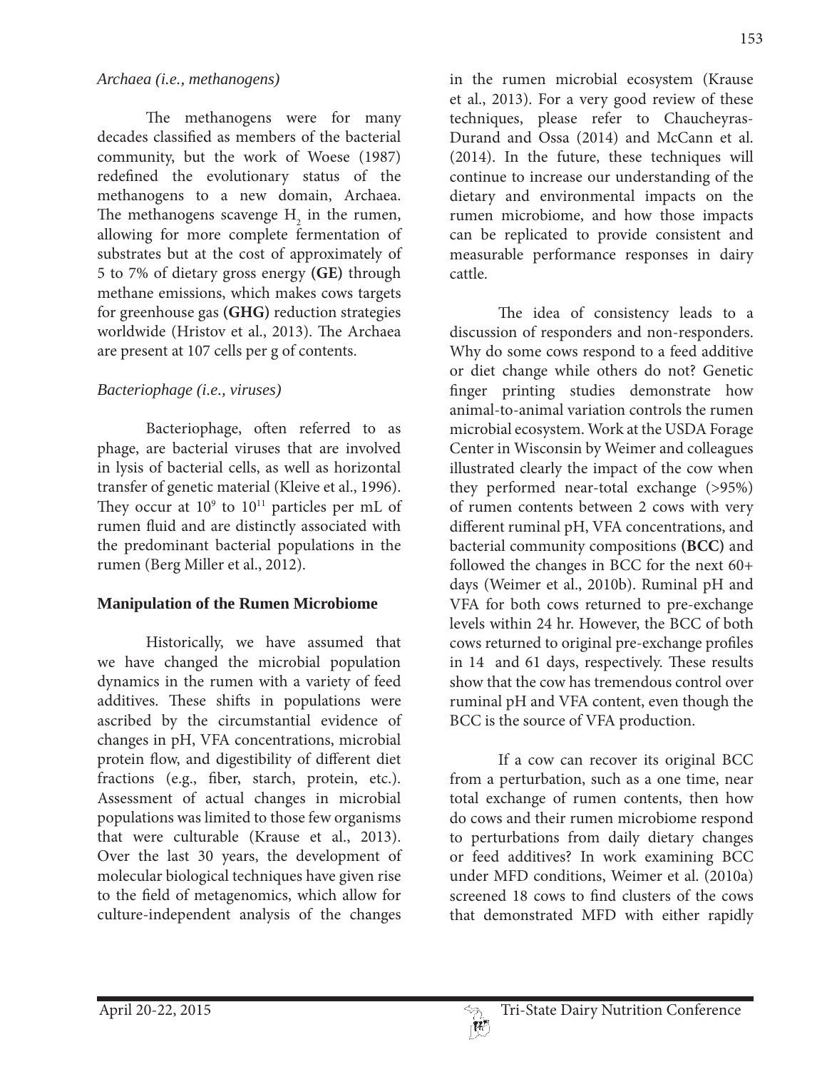*Archaea (i.e., methanogens)*

The methanogens were for many decades classified as members of the bacterial community, but the work of Woese (1987) redefined the evolutionary status of the methanogens to a new domain, Archaea. The methanogens scavenge $H_2$ in the rumen, allowing for more complete fermentation of substrates but at the cost of approximately of 5 to 7% of dietary gross energy **(GE)** through methane emissions, which makes cows targets for greenhouse gas **(GHG)** reduction strategies worldwide (Hristov et al., 2013). The Archaea are present at 107 cells per g of contents.

*Bacteriophage (i.e., viruses)*

Bacteriophage, often referred to as phage, are bacterial viruses that are involved in lysis of bacterial cells, as well as horizontal transfer of genetic material (Kleive et al., 1996). They occur at $10^9$ to $10^{11}$ particles per mL of rumen fluid and are distinctly associated with the predominant bacterial populations in the rumen (Berg Miller et al., 2012).

## Manipulation of the Rumen Microbiome

Historically, we have assumed that we have changed the microbial population dynamics in the rumen with a variety of feed additives. These shifts in populations were ascribed by the circumstantial evidence of changes in pH, VFA concentrations, microbial protein flow, and digestibility of different diet fractions (e.g., fiber, starch, protein, etc.). Assessment of actual changes in microbial populations was limited to those few organisms that were culturable (Krause et al., 2013). Over the last 30 years, the development of molecular biological techniques have given rise to the field of metagenomics, which allow for culture-independent analysis of the changes in the rumen microbial ecosystem (Krause et al., 2013). For a very good review of these techniques, please refer to Chaucheyras-Durand and Ossa (2014) and McCann et al. (2014). In the future, these techniques will continue to increase our understanding of the dietary and environmental impacts on the rumen microbiome, and how those impacts can be replicated to provide consistent and measurable performance responses in dairy cattle.

The idea of consistency leads to a discussion of responders and non-responders. Why do some cows respond to a feed additive or diet change while others do not? Genetic finger printing studies demonstrate how animal-to-animal variation controls the rumen microbial ecosystem. Work at the USDA Forage Center in Wisconsin by Weimer and colleagues illustrated clearly the impact of the cow when they performed near-total exchange (>95%) of rumen contents between 2 cows with very different ruminal pH, VFA concentrations, and bacterial community compositions **(BCC)** and followed the changes in BCC for the next 60+ days (Weimer et al., 2010b). Ruminal pH and VFA for both cows returned to pre-exchange levels within 24 hr. However, the BCC of both cows returned to original pre-exchange profiles in 14 and 61 days, respectively. These results show that the cow has tremendous control over ruminal pH and VFA content, even though the BCC is the source of VFA production.

If a cow can recover its original BCC from a perturbation, such as a one time, near total exchange of rumen contents, then how do cows and their rumen microbiome respond to perturbations from daily dietary changes or feed additives? In work examining BCC under MFD conditions, Weimer et al. (2010a) screened 18 cows to find clusters of the cows that demonstrated MFD with either rapidly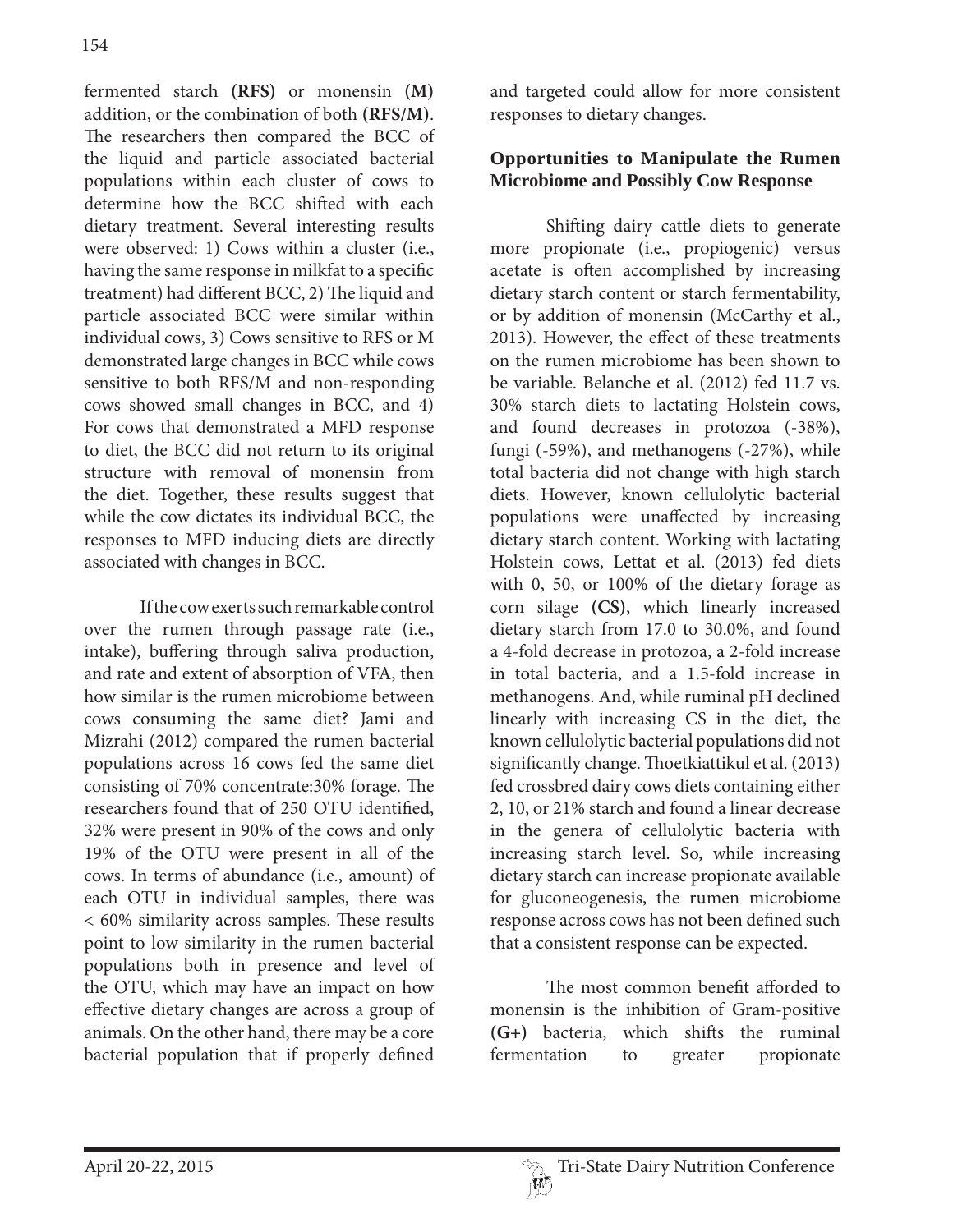fermented starch **(RFS)** or monensin **(M)** addition, or the combination of both **(RFS/M)**. The researchers then compared the BCC of the liquid and particle associated bacterial populations within each cluster of cows to determine how the BCC shifted with each dietary treatment. Several interesting results were observed: 1) Cows within a cluster (i.e., having the same response in milkfat to a specific treatment) had different BCC, 2) The liquid and particle associated BCC were similar within individual cows, 3) Cows sensitive to RFS or M demonstrated large changes in BCC while cows sensitive to both RFS/M and non-responding cows showed small changes in BCC, and 4) For cows that demonstrated a MFD response to diet, the BCC did not return to its original structure with removal of monensin from the diet. Together, these results suggest that while the cow dictates its individual BCC, the responses to MFD inducing diets are directly associated with changes in BCC.

If the cow exerts such remarkable control over the rumen through passage rate (i.e., intake), buffering through saliva production, and rate and extent of absorption of VFA, then how similar is the rumen microbiome between cows consuming the same diet? Jami and Mizrahi (2012) compared the rumen bacterial populations across 16 cows fed the same diet consisting of 70% concentrate:30% forage. The researchers found that of 250 OTU identified, 32% were present in 90% of the cows and only 19% of the OTU were present in all of the cows. In terms of abundance (i.e., amount) of each OTU in individual samples, there was < 60% similarity across samples. These results point to low similarity in the rumen bacterial populations both in presence and level of the OTU, which may have an impact on how effective dietary changes are across a group of animals. On the other hand, there may be a core bacterial population that if properly defined and targeted could allow for more consistent responses to dietary changes.

## Opportunities to Manipulate the Rumen Microbiome and Possibly Cow Response

Shifting dairy cattle diets to generate more propionate (i.e., propiogenic) versus acetate is often accomplished by increasing dietary starch content or starch fermentability, or by addition of monensin (McCarthy et al., 2013). However, the effect of these treatments on the rumen microbiome has been shown to be variable. Belanche et al. (2012) fed 11.7 vs. 30% starch diets to lactating Holstein cows, and found decreases in protozoa (-38%), fungi (-59%), and methanogens (-27%), while total bacteria did not change with high starch diets. However, known cellulolytic bacterial populations were unaffected by increasing dietary starch content. Working with lactating Holstein cows, Lettat et al. (2013) fed diets with 0, 50, or 100% of the dietary forage as corn silage **(CS)**, which linearly increased dietary starch from 17.0 to 30.0%, and found a 4-fold decrease in protozoa, a 2-fold increase in total bacteria, and a 1.5-fold increase in methanogens. And, while ruminal pH declined linearly with increasing CS in the diet, the known cellulolytic bacterial populations did not significantly change. Thoetkiattikul et al. (2013) fed crossbred dairy cows diets containing either 2, 10, or 21% starch and found a linear decrease in the genera of cellulolytic bacteria with increasing starch level. So, while increasing dietary starch can increase propionate available for gluconeogenesis, the rumen microbiome response across cows has not been defined such that a consistent response can be expected.

The most common benefit afforded to monensin is the inhibition of Gram-positive **(G+)** bacteria, which shifts the ruminal fermentation to greater propionate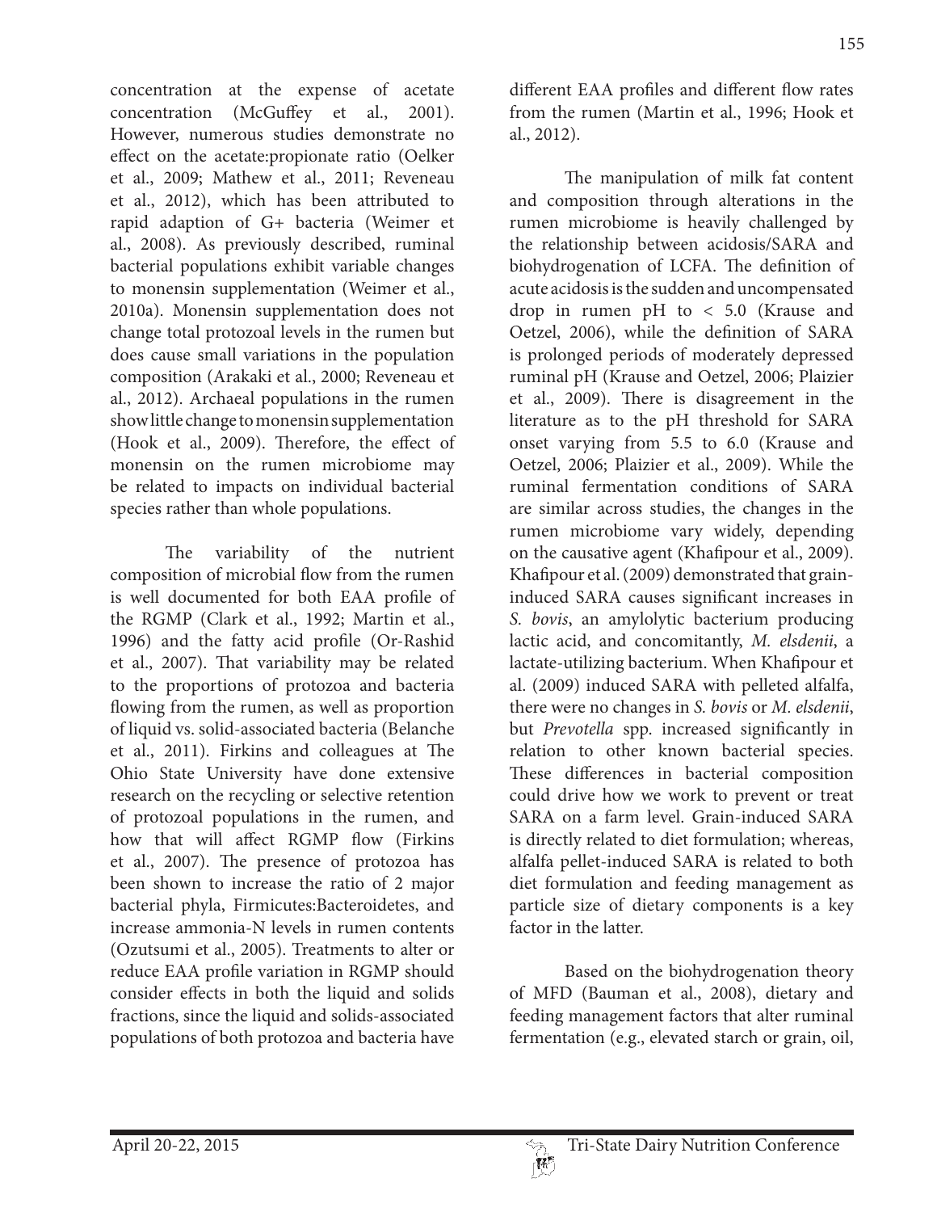concentration at the expense of acetate concentration (McGuffey et al., 2001). However, numerous studies demonstrate no effect on the acetate:propionate ratio (Oelker et al., 2009; Mathew et al., 2011; Reveneau et al., 2012), which has been attributed to rapid adaption of G+ bacteria (Weimer et al., 2008). As previously described, ruminal bacterial populations exhibit variable changes to monensin supplementation (Weimer et al., 2010a). Monensin supplementation does not change total protozoal levels in the rumen but does cause small variations in the population composition (Arakaki et al., 2000; Reveneau et al., 2012). Archaeal populations in the rumen show little change to monensin supplementation (Hook et al., 2009). Therefore, the effect of monensin on the rumen microbiome may be related to impacts on individual bacterial species rather than whole populations.

The variability of the nutrient composition of microbial flow from the rumen is well documented for both EAA profile of the RGMP (Clark et al., 1992; Martin et al., 1996) and the fatty acid profile (Or-Rashid et al., 2007). That variability may be related to the proportions of protozoa and bacteria flowing from the rumen, as well as proportion of liquid vs. solid-associated bacteria (Belanche et al., 2011). Firkins and colleagues at The Ohio State University have done extensive research on the recycling or selective retention of protozoal populations in the rumen, and how that will affect RGMP flow (Firkins et al., 2007). The presence of protozoa has been shown to increase the ratio of 2 major bacterial phyla, Firmicutes:Bacteroidetes, and increase ammonia-N levels in rumen contents (Ozutsumi et al., 2005). Treatments to alter or reduce EAA profile variation in RGMP should consider effects in both the liquid and solids fractions, since the liquid and solids-associated populations of both protozoa and bacteria have different EAA profiles and different flow rates from the rumen (Martin et al., 1996; Hook et al., 2012).

The manipulation of milk fat content and composition through alterations in the rumen microbiome is heavily challenged by the relationship between acidosis/SARA and biohydrogenation of LCFA. The definition of acute acidosis is the sudden and uncompensated drop in rumen pH to < 5.0 (Krause and Oetzel, 2006), while the definition of SARA is prolonged periods of moderately depressed ruminal pH (Krause and Oetzel, 2006; Plaizier et al., 2009). There is disagreement in the literature as to the pH threshold for SARA onset varying from 5.5 to 6.0 (Krause and Oetzel, 2006; Plaizier et al., 2009). While the ruminal fermentation conditions of SARA are similar across studies, the changes in the rumen microbiome vary widely, depending on the causative agent (Khafipour et al., 2009). Khafipour et al. (2009) demonstrated that grain-induced SARA causes significant increases in *S. bovis*, an amylolytic bacterium producing lactic acid, and concomitantly, *M. elsdenii*, a lactate-utilizing bacterium. When Khafipour et al. (2009) induced SARA with pelleted alfalfa, there were no changes in *S. bovis* or *M. elsdenii*, but *Prevotella* spp. increased significantly in relation to other known bacterial species. These differences in bacterial composition could drive how we work to prevent or treat SARA on a farm level. Grain-induced SARA is directly related to diet formulation; whereas, alfalfa pellet-induced SARA is related to both diet formulation and feeding management as particle size of dietary components is a key factor in the latter.

Based on the biohydrogenation theory of MFD (Bauman et al., 2008), dietary and feeding management factors that alter ruminal fermentation (e.g., elevated starch or grain, oil,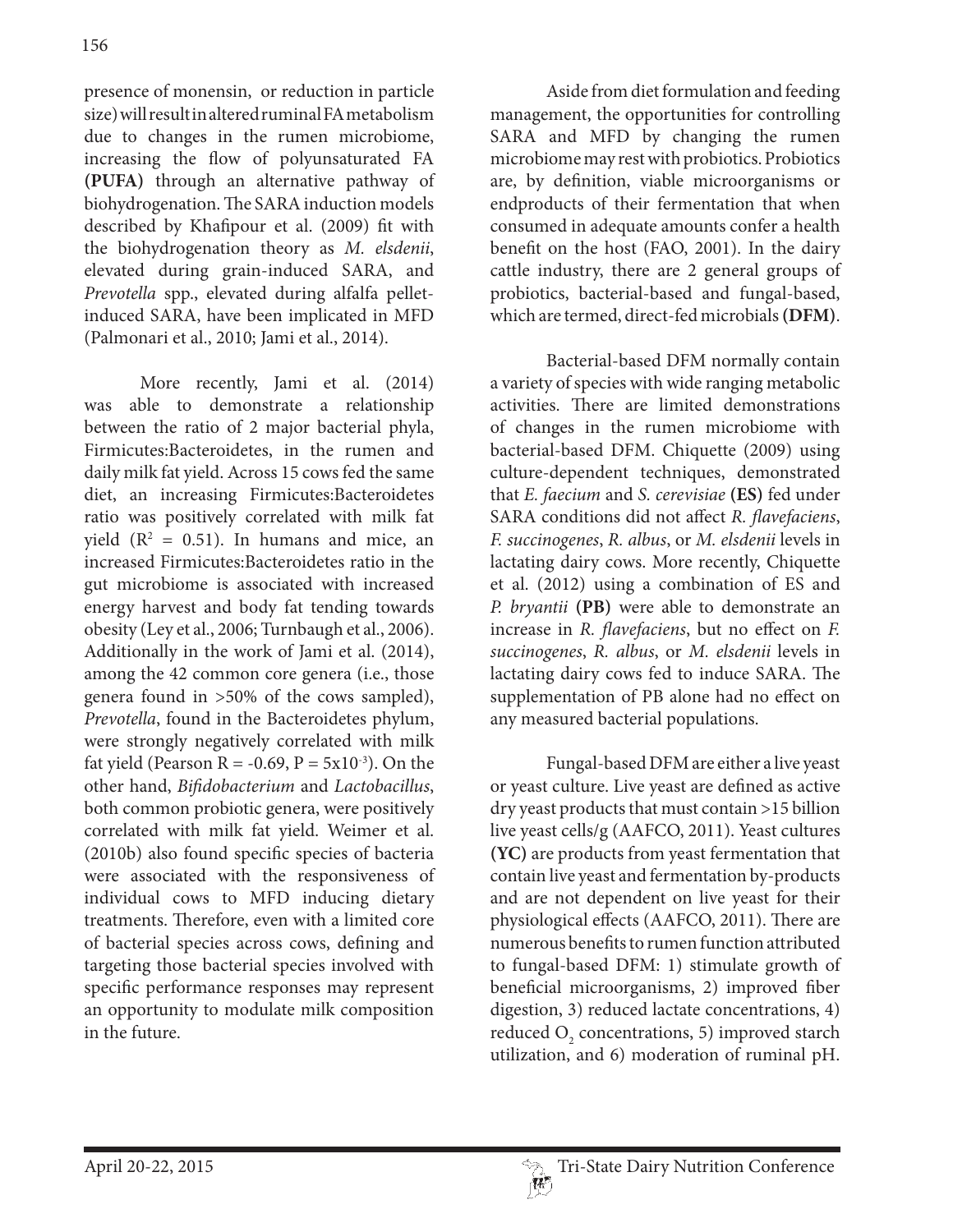presence of monensin, or reduction in particle size) will result in altered ruminal FA metabolism due to changes in the rumen microbiome, increasing the flow of polyunsaturated FA **(PUFA)** through an alternative pathway of biohydrogenation. The SARA induction models described by Khafipour et al. (2009) fit with the biohydrogenation theory as *M. elsdenii*, elevated during grain-induced SARA, and *Prevotella* spp., elevated during alfalfa pellet-induced SARA, have been implicated in MFD (Palmonari et al., 2010; Jami et al., 2014).

More recently, Jami et al. (2014) was able to demonstrate a relationship between the ratio of 2 major bacterial phyla, Firmicutes:Bacteroidetes, in the rumen and daily milk fat yield. Across 15 cows fed the same diet, an increasing Firmicutes:Bacteroidetes ratio was positively correlated with milk fat yield ($R^2 = 0.51$). In humans and mice, an increased Firmicutes:Bacteroidetes ratio in the gut microbiome is associated with increased energy harvest and body fat tending towards obesity (Ley et al., 2006; Turnbaugh et al., 2006). Additionally in the work of Jami et al. (2014), among the 42 common core genera (i.e., those genera found in >50% of the cows sampled), *Prevotella*, found in the Bacteroidetes phylum, were strongly negatively correlated with milk fat yield (Pearson $R = -0.69$, $P = 5x10^{-3}$). On the other hand, *Bifidobacterium* and *Lactobacillus*, both common probiotic genera, were positively correlated with milk fat yield. Weimer et al. (2010b) also found specific species of bacteria were associated with the responsiveness of individual cows to MFD inducing dietary treatments. Therefore, even with a limited core of bacterial species across cows, defining and targeting those bacterial species involved with specific performance responses may represent an opportunity to modulate milk composition in the future.

Aside from diet formulation and feeding management, the opportunities for controlling SARA and MFD by changing the rumen microbiome may rest with probiotics. Probiotics are, by definition, viable microorganisms or endproducts of their fermentation that when consumed in adequate amounts confer a health benefit on the host (FAO, 2001). In the dairy cattle industry, there are 2 general groups of probiotics, bacterial-based and fungal-based, which are termed, direct-fed microbials **(DFM)**.

Bacterial-based DFM normally contain a variety of species with wide ranging metabolic activities. There are limited demonstrations of changes in the rumen microbiome with bacterial-based DFM. Chiquette (2009) using culture-dependent techniques, demonstrated that *E. faecium* and *S. cerevisiae* **(ES)** fed under SARA conditions did not affect *R. flavefaciens*, *F. succinogenes*, *R. albus*, or *M. elsdenii* levels in lactating dairy cows. More recently, Chiquette et al. (2012) using a combination of ES and *P. bryantii* **(PB)** were able to demonstrate an increase in *R. flavefaciens*, but no effect on *F. succinogenes*, *R. albus*, or *M. elsdenii* levels in lactating dairy cows fed to induce SARA. The supplementation of PB alone had no effect on any measured bacterial populations.

Fungal-based DFM are either a live yeast or yeast culture. Live yeast are defined as active dry yeast products that must contain >15 billion live yeast cells/g (AAFCO, 2011). Yeast cultures **(YC)** are products from yeast fermentation that contain live yeast and fermentation by-products and are not dependent on live yeast for their physiological effects (AAFCO, 2011). There are numerous benefits to rumen function attributed to fungal-based DFM: 1) stimulate growth of beneficial microorganisms, 2) improved fiber digestion, 3) reduced lactate concentrations, 4) reduced $O_2$ concentrations, 5) improved starch utilization, and 6) moderation of ruminal pH.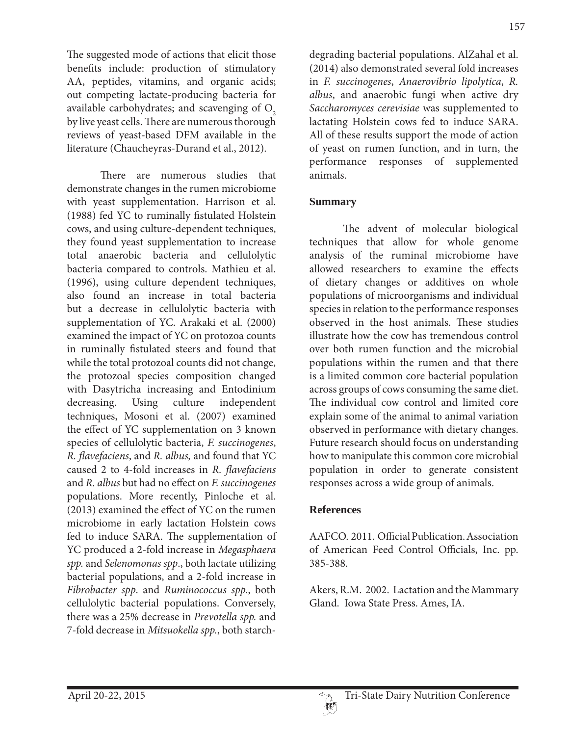The suggested mode of actions that elicit those benefits include: production of stimulatory AA, peptides, vitamins, and organic acids; out competing lactate-producing bacteria for available carbohydrates; and scavenging of $O_2$ by live yeast cells. There are numerous thorough reviews of yeast-based DFM available in the literature (Chaucheyras-Durand et al., 2012).

There are numerous studies that demonstrate changes in the rumen microbiome with yeast supplementation. Harrison et al. (1988) fed YC to ruminally fistulated Holstein cows, and using culture-dependent techniques, they found yeast supplementation to increase total anaerobic bacteria and cellulolytic bacteria compared to controls. Mathieu et al. (1996), using culture dependent techniques, also found an increase in total bacteria but a decrease in cellulolytic bacteria with supplementation of YC. Arakaki et al. (2000) examined the impact of YC on protozoa counts in ruminally fistulated steers and found that while the total protozoal counts did not change, the protozoal species composition changed with Dasytricha increasing and Entodinium decreasing. Using culture independent techniques, Mosoni et al. (2007) examined the effect of YC supplementation on 3 known species of cellulolytic bacteria, *F. succinogenes*, *R. flavefaciens*, and *R. albus,* and found that YC caused 2 to 4-fold increases in *R. flavefaciens* and *R. albus* but had no effect on *F. succinogenes* populations. More recently, Pinloche et al. (2013) examined the effect of YC on the rumen microbiome in early lactation Holstein cows fed to induce SARA. The supplementation of YC produced a 2-fold increase in *Megasphaera spp.* and *Selenomonas spp*., both lactate utilizing bacterial populations, and a 2-fold increase in *Fibrobacter spp*. and *Ruminococcus spp.*, both cellulolytic bacterial populations. Conversely, there was a 25% decrease in *Prevotella spp.* and 7-fold decrease in *Mitsuokella spp.*, both starch-degrading bacterial populations. AlZahal et al. (2014) also demonstrated several fold increases in *F. succinogenes*, *Anaerovibrio lipolytica*, *R. albus*, and anaerobic fungi when active dry *Saccharomyces cerevisiae* was supplemented to lactating Holstein cows fed to induce SARA. All of these results support the mode of action of yeast on rumen function, and in turn, the performance responses of supplemented animals.

## Summary

The advent of molecular biological techniques that allow for whole genome analysis of the ruminal microbiome have allowed researchers to examine the effects of dietary changes or additives on whole populations of microorganisms and individual species in relation to the performance responses observed in the host animals. These studies illustrate how the cow has tremendous control over both rumen function and the microbial populations within the rumen and that there is a limited common core bacterial population across groups of cows consuming the same diet. The individual cow control and limited core explain some of the animal to animal variation observed in performance with dietary changes. Future research should focus on understanding how to manipulate this common core microbial population in order to generate consistent responses across a wide group of animals.

## References

AAFCO. 2011. Official Publication. Association of American Feed Control Officials, Inc. pp. 385-388.

Akers, R.M. 2002. Lactation and the Mammary Gland. Iowa State Press. Ames, IA.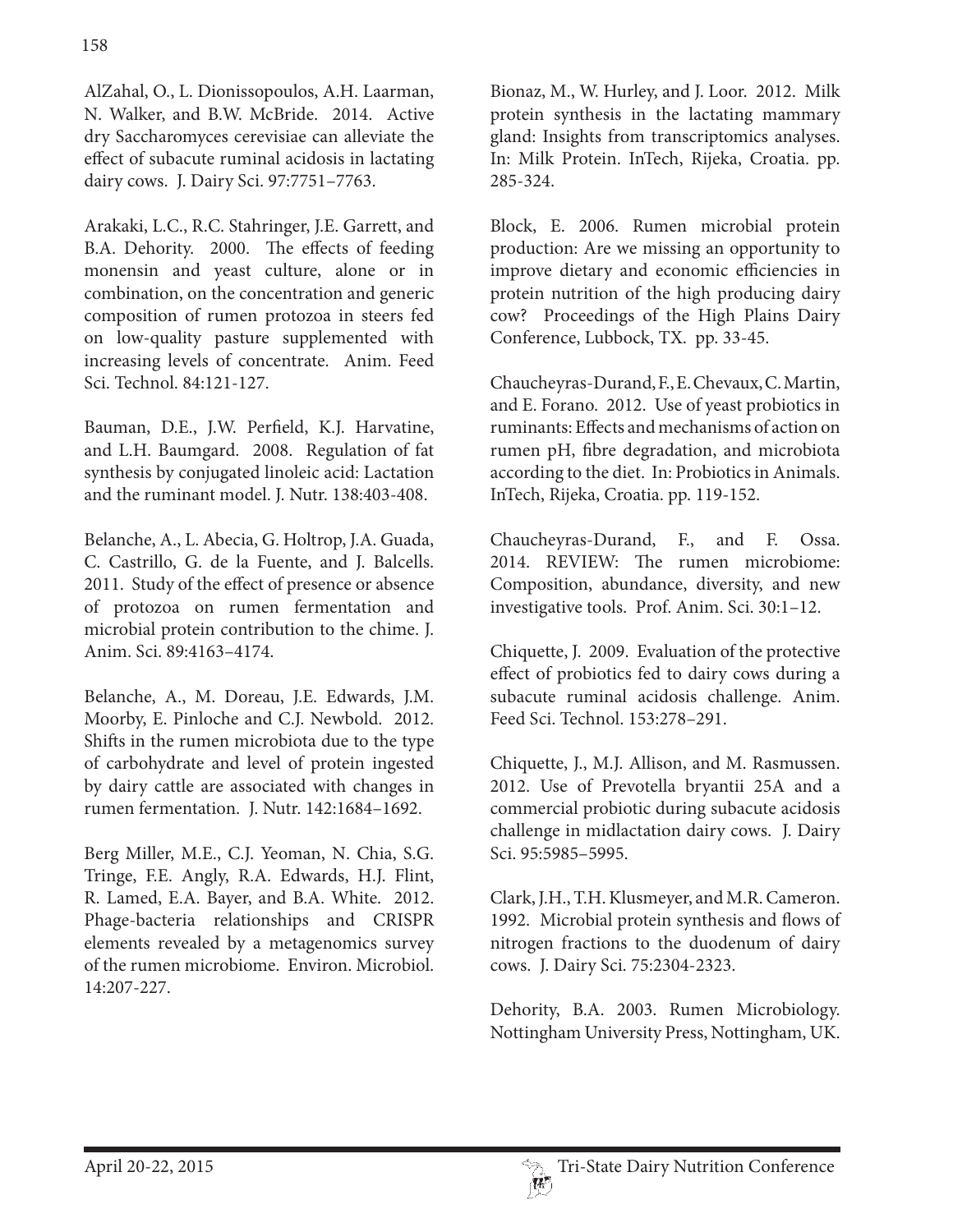AlZahal, O., L. Dionissopoulos, A.H. Laarman, N. Walker, and B.W. McBride. 2014. Active dry Saccharomyces cerevisiae can alleviate the effect of subacute ruminal acidosis in lactating dairy cows. J. Dairy Sci. 97:7751–7763.

Arakaki, L.C., R.C. Stahringer, J.E. Garrett, and B.A. Dehority. 2000. The effects of feeding monensin and yeast culture, alone or in combination, on the concentration and generic composition of rumen protozoa in steers fed on low-quality pasture supplemented with increasing levels of concentrate. Anim. Feed Sci. Technol. 84:121-127.

Bauman, D.E., J.W. Perfield, K.J. Harvatine, and L.H. Baumgard. 2008. Regulation of fat synthesis by conjugated linoleic acid: Lactation and the ruminant model. J. Nutr. 138:403-408.

Belanche, A., L. Abecia, G. Holtrop, J.A. Guada, C. Castrillo, G. de la Fuente, and J. Balcells. 2011. Study of the effect of presence or absence of protozoa on rumen fermentation and microbial protein contribution to the chime. J. Anim. Sci. 89:4163–4174.

Belanche, A., M. Doreau, J.E. Edwards, J.M. Moorby, E. Pinloche and C.J. Newbold. 2012. Shifts in the rumen microbiota due to the type of carbohydrate and level of protein ingested by dairy cattle are associated with changes in rumen fermentation. J. Nutr. 142:1684–1692.

Berg Miller, M.E., C.J. Yeoman, N. Chia, S.G. Tringe, F.E. Angly, R.A. Edwards, H.J. Flint, R. Lamed, E.A. Bayer, and B.A. White. 2012. Phage-bacteria relationships and CRISPR elements revealed by a metagenomics survey of the rumen microbiome. Environ. Microbiol. 14:207-227.

Bionaz, M., W. Hurley, and J. Loor. 2012. Milk protein synthesis in the lactating mammary gland: Insights from transcriptomics analyses. In: Milk Protein. InTech, Rijeka, Croatia. pp. 285-324.

Block, E. 2006. Rumen microbial protein production: Are we missing an opportunity to improve dietary and economic efficiencies in protein nutrition of the high producing dairy cow? Proceedings of the High Plains Dairy Conference, Lubbock, TX. pp. 33-45.

Chaucheyras-Durand, F., E. Chevaux, C. Martin, and E. Forano. 2012. Use of yeast probiotics in ruminants: Effects and mechanisms of action on rumen pH, fibre degradation, and microbiota according to the diet. In: Probiotics in Animals. InTech, Rijeka, Croatia. pp. 119-152.

Chaucheyras-Durand, F., and F. Ossa. 2014. REVIEW: The rumen microbiome: Composition, abundance, diversity, and new investigative tools. Prof. Anim. Sci. 30:1–12.

Chiquette, J. 2009. Evaluation of the protective effect of probiotics fed to dairy cows during a subacute ruminal acidosis challenge. Anim. Feed Sci. Technol. 153:278–291.

Chiquette, J., M.J. Allison, and M. Rasmussen. 2012. Use of Prevotella bryantii 25A and a commercial probiotic during subacute acidosis challenge in midlactation dairy cows. J. Dairy Sci. 95:5985–5995.

Clark, J.H., T.H. Klusmeyer, and M.R. Cameron. 1992. Microbial protein synthesis and flows of nitrogen fractions to the duodenum of dairy cows. J. Dairy Sci. 75:2304-2323.

Dehority, B.A. 2003. Rumen Microbiology. Nottingham University Press, Nottingham, UK.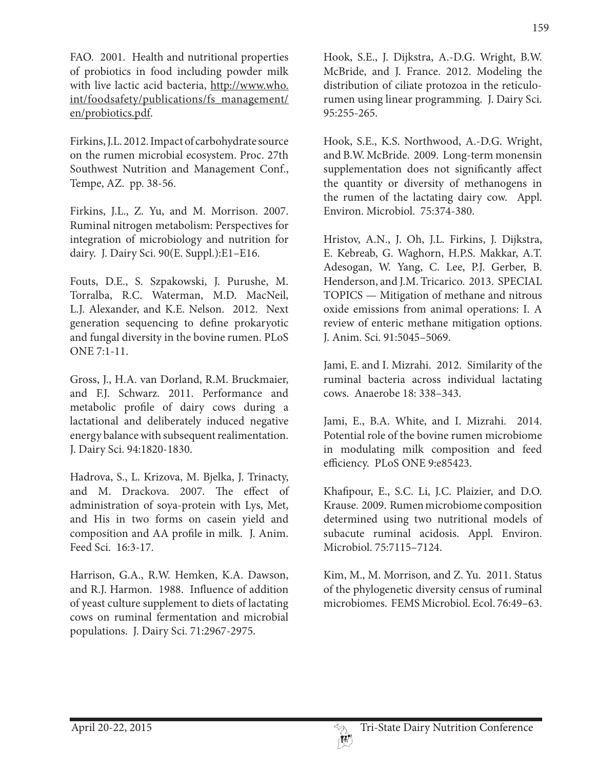FAO. 2001. Health and nutritional properties of probiotics in food including powder milk with live lactic acid bacteria, http://www.who.int/foodsafety/publications/fs_management/en/probiotics.pdf.

Firkins, J.L. 2012. Impact of carbohydrate source on the rumen microbial ecosystem. Proc. 27th Southwest Nutrition and Management Conf., Tempe, AZ. pp. 38-56.

Firkins, J.L., Z. Yu, and M. Morrison. 2007. Ruminal nitrogen metabolism: Perspectives for integration of microbiology and nutrition for dairy. J. Dairy Sci. 90(E. Suppl.):E1–E16.

Fouts, D.E., S. Szpakowski, J. Purushe, M. Torralba, R.C. Waterman, M.D. MacNeil, L.J. Alexander, and K.E. Nelson. 2012. Next generation sequencing to define prokaryotic and fungal diversity in the bovine rumen. PLoS ONE 7:1-11.

Gross, J., H.A. van Dorland, R.M. Bruckmaier, and F.J. Schwarz. 2011. Performance and metabolic profile of dairy cows during a lactational and deliberately induced negative energy balance with subsequent realimentation. J. Dairy Sci. 94:1820-1830.

Hadrova, S., L. Krizova, M. Bjelka, J. Trinacty, and M. Drackova. 2007. The effect of administration of soya-protein with Lys, Met, and His in two forms on casein yield and composition and AA profile in milk. J. Anim. Feed Sci. 16:3-17.

Harrison, G.A., R.W. Hemken, K.A. Dawson, and R.J. Harmon. 1988. Influence of addition of yeast culture supplement to diets of lactating cows on ruminal fermentation and microbial populations. J. Dairy Sci. 71:2967-2975.

Hook, S.E., J. Dijkstra, A.-D.G. Wright, B.W. McBride, and J. France. 2012. Modeling the distribution of ciliate protozoa in the reticulo-rumen using linear programming. J. Dairy Sci. 95:255-265.

Hook, S.E., K.S. Northwood, A.-D.G. Wright, and B.W. McBride. 2009. Long-term monensin supplementation does not significantly affect the quantity or diversity of methanogens in the rumen of the lactating dairy cow. Appl. Environ. Microbiol. 75:374-380.

Hristov, A.N., J. Oh, J.L. Firkins, J. Dijkstra, E. Kebreab, G. Waghorn, H.P.S. Makkar, A.T. Adesogan, W. Yang, C. Lee, P.J. Gerber, B. Henderson, and J.M. Tricarico. 2013. SPECIAL TOPICS — Mitigation of methane and nitrous oxide emissions from animal operations: I. A review of enteric methane mitigation options. J. Anim. Sci. 91:5045–5069.

Jami, E. and I. Mizrahi. 2012. Similarity of the ruminal bacteria across individual lactating cows. Anaerobe 18: 338–343.

Jami, E., B.A. White, and I. Mizrahi. 2014. Potential role of the bovine rumen microbiome in modulating milk composition and feed efficiency. PLoS ONE 9:e85423.

Khafipour, E., S.C. Li, J.C. Plaizier, and D.O. Krause. 2009. Rumen microbiome composition determined using two nutritional models of subacute ruminal acidosis. Appl. Environ. Microbiol. 75:7115–7124.

Kim, M., M. Morrison, and Z. Yu. 2011. Status of the phylogenetic diversity census of ruminal microbiomes. FEMS Microbiol. Ecol. 76:49–63.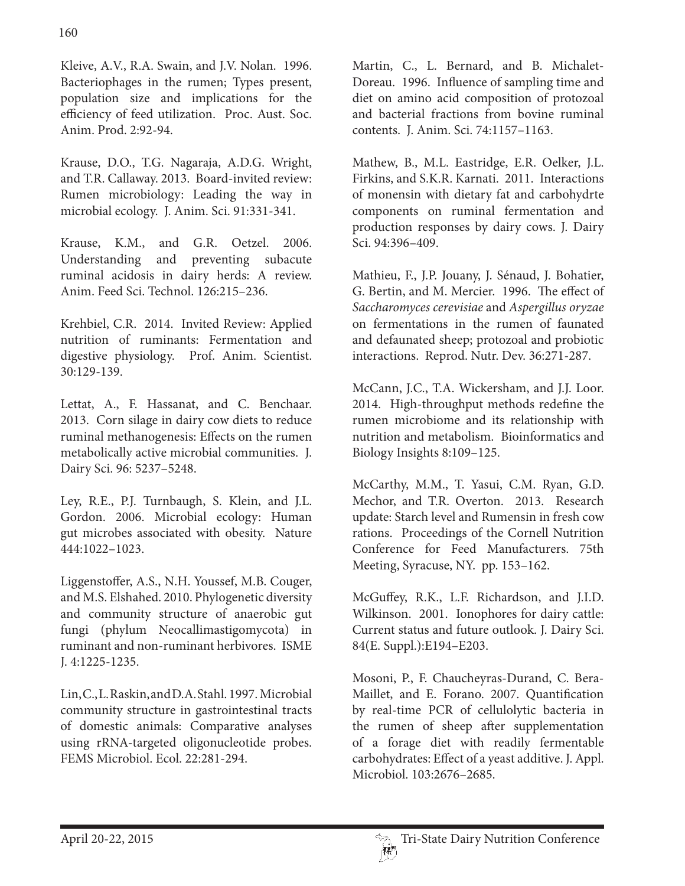Kleive, A.V., R.A. Swain, and J.V. Nolan. 1996. Bacteriophages in the rumen; Types present, population size and implications for the efficiency of feed utilization. Proc. Aust. Soc. Anim. Prod. 2:92-94.

Krause, D.O., T.G. Nagaraja, A.D.G. Wright, and T.R. Callaway. 2013. Board-invited review: Rumen microbiology: Leading the way in microbial ecology. J. Anim. Sci. 91:331-341.

Krause, K.M., and G.R. Oetzel. 2006. Understanding and preventing subacute ruminal acidosis in dairy herds: A review. Anim. Feed Sci. Technol. 126:215–236.

Krehbiel, C.R. 2014. Invited Review: Applied nutrition of ruminants: Fermentation and digestive physiology. Prof. Anim. Scientist. 30:129-139.

Lettat, A., F. Hassanat, and C. Benchaar. 2013. Corn silage in dairy cow diets to reduce ruminal methanogenesis: Effects on the rumen metabolically active microbial communities. J. Dairy Sci. 96: 5237–5248.

Ley, R.E., P.J. Turnbaugh, S. Klein, and J.L. Gordon. 2006. Microbial ecology: Human gut microbes associated with obesity. Nature 444:1022–1023.

Liggenstoffer, A.S., N.H. Youssef, M.B. Couger, and M.S. Elshahed. 2010. Phylogenetic diversity and community structure of anaerobic gut fungi (phylum Neocallimastigomycota) in ruminant and non-ruminant herbivores. ISME J. 4:1225-1235.

Lin, C., L. Raskin, and D.A. Stahl. 1997. Microbial community structure in gastrointestinal tracts of domestic animals: Comparative analyses using rRNA-targeted oligonucleotide probes. FEMS Microbiol. Ecol. 22:281-294.

Martin, C., L. Bernard, and B. Michalet-Doreau. 1996. Influence of sampling time and diet on amino acid composition of protozoal and bacterial fractions from bovine ruminal contents. J. Anim. Sci. 74:1157–1163.

Mathew, B., M.L. Eastridge, E.R. Oelker, J.L. Firkins, and S.K.R. Karnati. 2011. Interactions of monensin with dietary fat and carbohydrte components on ruminal fermentation and production responses by dairy cows. J. Dairy Sci. 94:396–409.

Mathieu, F., J.P. Jouany, J. Sénaud, J. Bohatier, G. Bertin, and M. Mercier. 1996. The effect of *Saccharomyces cerevisiae* and *Aspergillus oryzae* on fermentations in the rumen of faunated and defaunated sheep; protozoal and probiotic interactions. Reprod. Nutr. Dev. 36:271-287.

McCann, J.C., T.A. Wickersham, and J.J. Loor. 2014. High-throughput methods redefine the rumen microbiome and its relationship with nutrition and metabolism. Bioinformatics and Biology Insights 8:109–125.

McCarthy, M.M., T. Yasui, C.M. Ryan, G.D. Mechor, and T.R. Overton. 2013. Research update: Starch level and Rumensin in fresh cow rations. Proceedings of the Cornell Nutrition Conference for Feed Manufacturers. 75th Meeting, Syracuse, NY. pp. 153–162.

McGuffey, R.K., L.F. Richardson, and J.I.D. Wilkinson. 2001. Ionophores for dairy cattle: Current status and future outlook. J. Dairy Sci. 84(E. Suppl.):E194–E203.

Mosoni, P., F. Chaucheyras-Durand, C. Bera-Maillet, and E. Forano. 2007. Quantification by real-time PCR of cellulolytic bacteria in the rumen of sheep after supplementation of a forage diet with readily fermentable carbohydrates: Effect of a yeast additive. J. Appl. Microbiol. 103:2676–2685.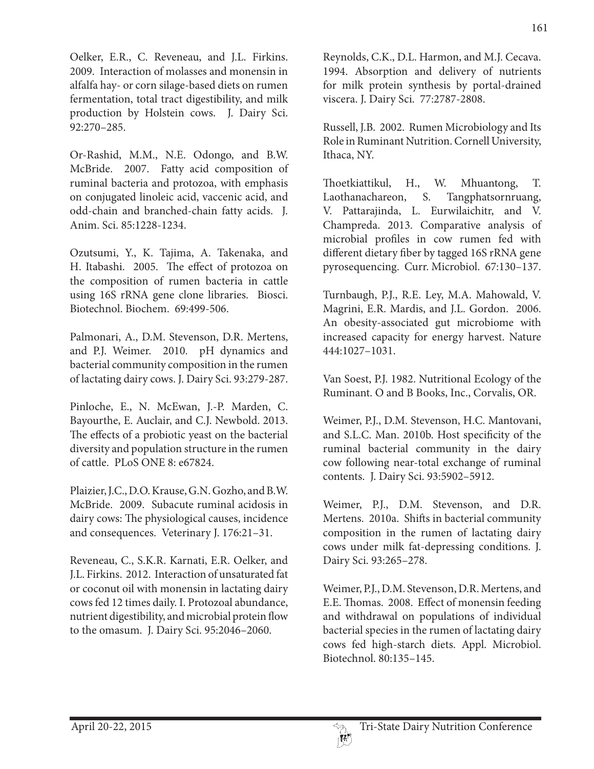Oelker, E.R., C. Reveneau, and J.L. Firkins. 2009. Interaction of molasses and monensin in alfalfa hay- or corn silage-based diets on rumen fermentation, total tract digestibility, and milk production by Holstein cows. J. Dairy Sci. 92:270–285.

Or-Rashid, M.M., N.E. Odongo, and B.W. McBride. 2007. Fatty acid composition of ruminal bacteria and protozoa, with emphasis on conjugated linoleic acid, vaccenic acid, and odd-chain and branched-chain fatty acids. J. Anim. Sci. 85:1228-1234.

Ozutsumi, Y., K. Tajima, A. Takenaka, and H. Itabashi. 2005. The effect of protozoa on the composition of rumen bacteria in cattle using 16S rRNA gene clone libraries. Biosci. Biotechnol. Biochem. 69:499-506.

Palmonari, A., D.M. Stevenson, D.R. Mertens, and P.J. Weimer. 2010. pH dynamics and bacterial community composition in the rumen of lactating dairy cows. J. Dairy Sci. 93:279-287.

Pinloche, E., N. McEwan, J.-P. Marden, C. Bayourthe, E. Auclair, and C.J. Newbold. 2013. The effects of a probiotic yeast on the bacterial diversity and population structure in the rumen of cattle. PLoS ONE 8: e67824.

Plaizier, J.C., D.O. Krause, G.N. Gozho, and B.W. McBride. 2009. Subacute ruminal acidosis in dairy cows: The physiological causes, incidence and consequences. Veterinary J. 176:21–31.

Reveneau, C., S.K.R. Karnati, E.R. Oelker, and J.L. Firkins. 2012. Interaction of unsaturated fat or coconut oil with monensin in lactating dairy cows fed 12 times daily. I. Protozoal abundance, nutrient digestibility, and microbial protein flow to the omasum. J. Dairy Sci. 95:2046–2060.

Reynolds, C.K., D.L. Harmon, and M.J. Cecava. 1994. Absorption and delivery of nutrients for milk protein synthesis by portal-drained viscera. J. Dairy Sci. 77:2787-2808.

Russell, J.B. 2002. Rumen Microbiology and Its Role in Ruminant Nutrition. Cornell University, Ithaca, NY.

Thoetkiattikul, H., W. Mhuantong, T. Laothanachareon, S. Tangphatsornruang, V. Pattarajinda, L. Eurwilaichitr, and V. Champreda. 2013. Comparative analysis of microbial profiles in cow rumen fed with different dietary fiber by tagged 16S rRNA gene pyrosequencing. Curr. Microbiol. 67:130–137.

Turnbaugh, P.J., R.E. Ley, M.A. Mahowald, V. Magrini, E.R. Mardis, and J.L. Gordon. 2006. An obesity-associated gut microbiome with increased capacity for energy harvest. Nature 444:1027–1031.

Van Soest, P.J. 1982. Nutritional Ecology of the Ruminant. O and B Books, Inc., Corvalis, OR.

Weimer, P.J., D.M. Stevenson, H.C. Mantovani, and S.L.C. Man. 2010b. Host specificity of the ruminal bacterial community in the dairy cow following near-total exchange of ruminal contents. J. Dairy Sci. 93:5902–5912.

Weimer, P.J., D.M. Stevenson, and D.R. Mertens. 2010a. Shifts in bacterial community composition in the rumen of lactating dairy cows under milk fat-depressing conditions. J. Dairy Sci. 93:265–278.

Weimer, P.J., D.M. Stevenson, D.R. Mertens, and E.E. Thomas. 2008. Effect of monensin feeding and withdrawal on populations of individual bacterial species in the rumen of lactating dairy cows fed high-starch diets. Appl. Microbiol. Biotechnol. 80:135–145.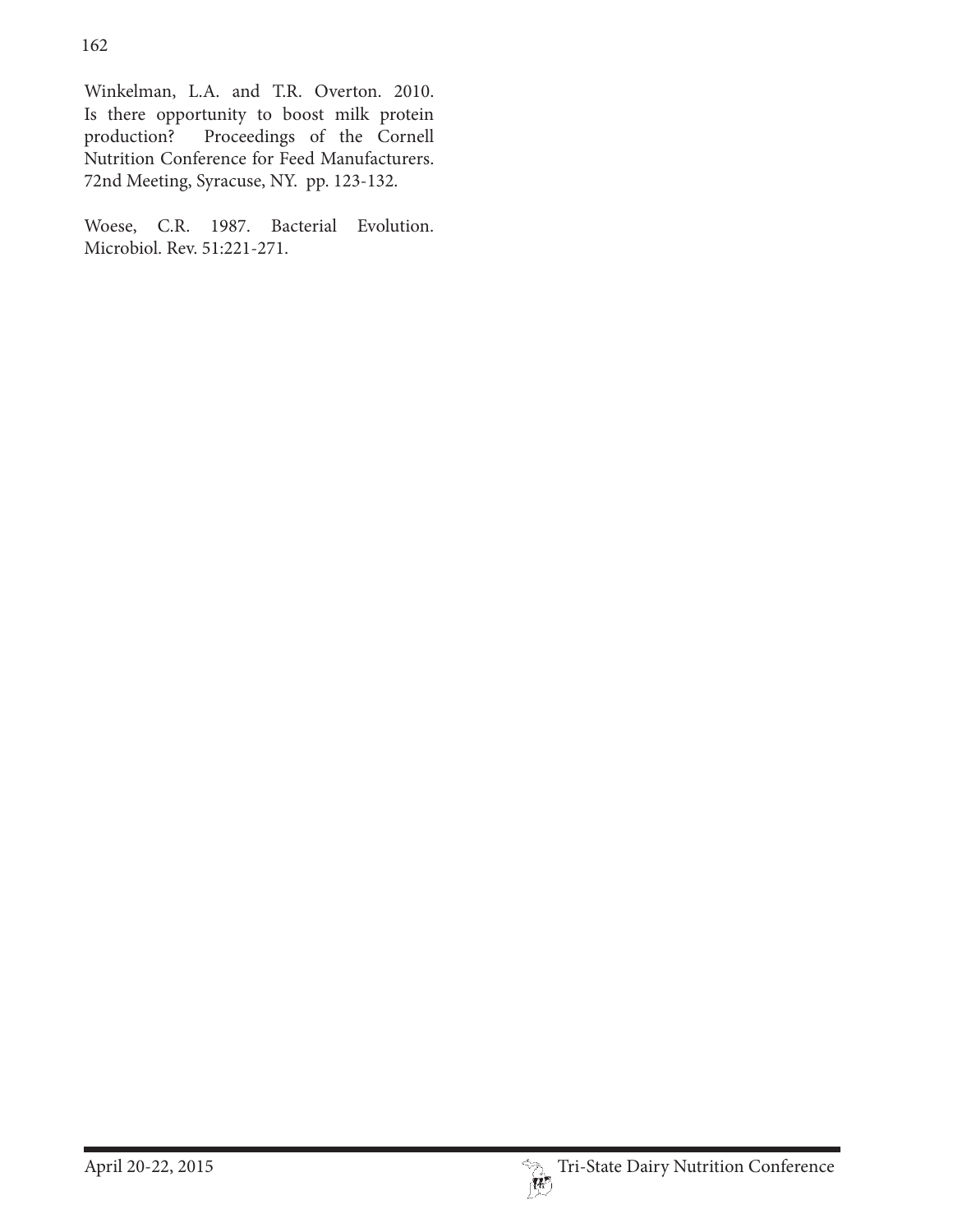Winkelman, L.A. and T.R. Overton. 2010. Is there opportunity to boost milk protein production? Proceedings of the Cornell Nutrition Conference for Feed Manufacturers. 72nd Meeting, Syracuse, NY. pp. 123-132.

Woese, C.R. 1987. Bacterial Evolution. Microbiol. Rev. 51:221-271.